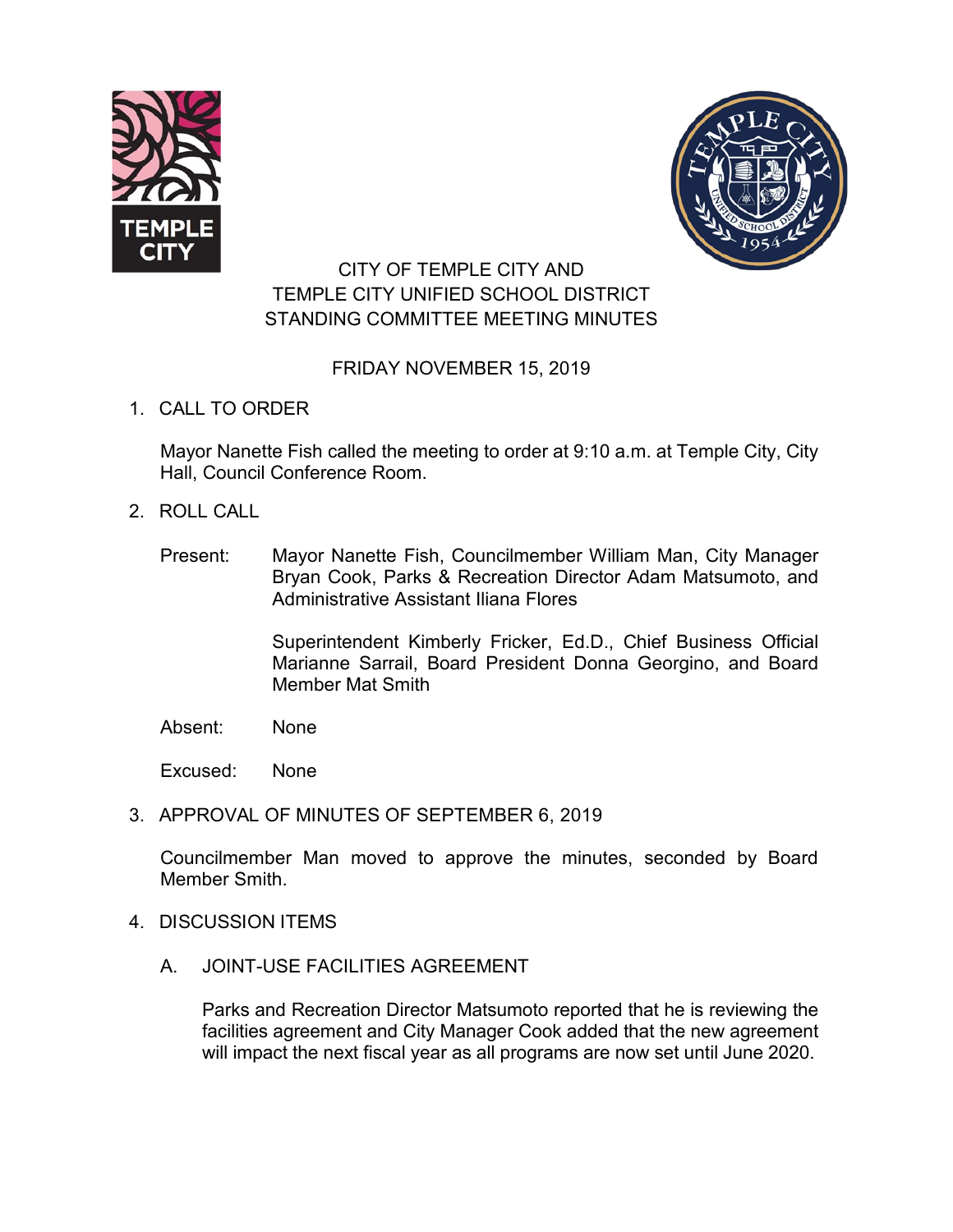# CITY OF TEMPLE CITY AND TEMPLE CITY UNIFIED SCHOOL DISTRICT STANDING COMMITTEE MEETING MINUTES

FRIDAY NOVEMBER 15, 2019

1. CALL TO ORDER

   Mayor Nanette Fish called the meeting to order at 9:10 a.m. at Temple City, City Hall, Council Conference Room.

2. ROLL CALL

   Present: Mayor Nanette Fish, Councilmember William Man, City Manager Bryan Cook, Parks & Recreation Director Adam Matsumoto, and Administrative Assistant Iliana Flores

   Superintendent Kimberly Fricker, Ed.D., Chief Business Official Marianne Sarrail, Board President Donna Georgino, and Board Member Mat Smith

   Absent: None

   Excused: None

3. APPROVAL OF MINUTES OF SEPTEMBER 6, 2019

   Councilmember Man moved to approve the minutes, seconded by Board Member Smith.

4. DISCUSSION ITEMS

   A. JOINT-USE FACILITIES AGREEMENT

      Parks and Recreation Director Matsumoto reported that he is reviewing the facilities agreement and City Manager Cook added that the new agreement will impact the next fiscal year as all programs are now set until June 2020.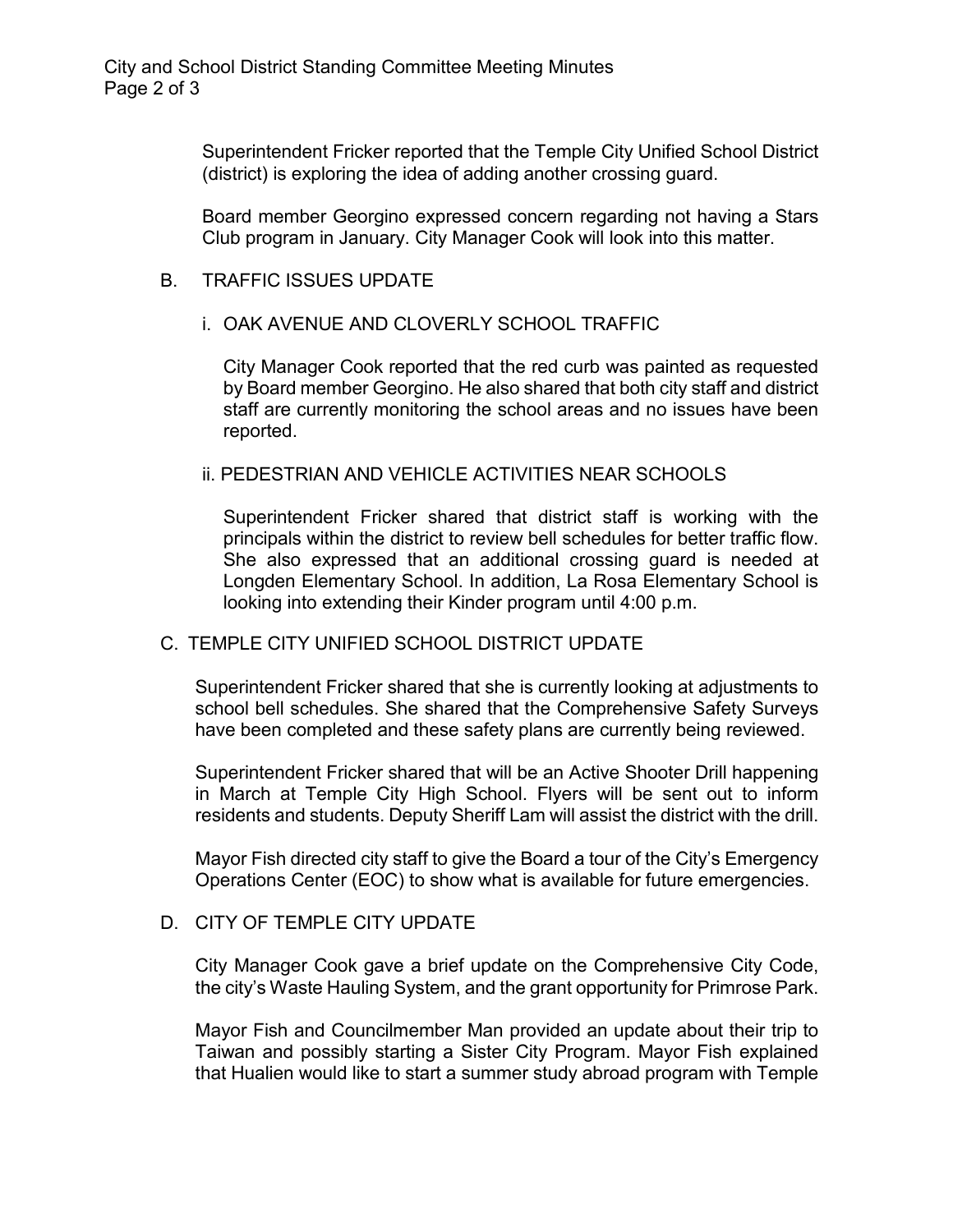Superintendent Fricker reported that the Temple City Unified School District (district) is exploring the idea of adding another crossing guard.

Board member Georgino expressed concern regarding not having a Stars Club program in January. City Manager Cook will look into this matter.

B. TRAFFIC ISSUES UPDATE

i. OAK AVENUE AND CLOVERLY SCHOOL TRAFFIC

City Manager Cook reported that the red curb was painted as requested by Board member Georgino. He also shared that both city staff and district staff are currently monitoring the school areas and no issues have been reported.

ii. PEDESTRIAN AND VEHICLE ACTIVITIES NEAR SCHOOLS

Superintendent Fricker shared that district staff is working with the principals within the district to review bell schedules for better traffic flow. She also expressed that an additional crossing guard is needed at Longden Elementary School. In addition, La Rosa Elementary School is looking into extending their Kinder program until 4:00 p.m.

C. TEMPLE CITY UNIFIED SCHOOL DISTRICT UPDATE

Superintendent Fricker shared that she is currently looking at adjustments to school bell schedules. She shared that the Comprehensive Safety Surveys have been completed and these safety plans are currently being reviewed.

Superintendent Fricker shared that will be an Active Shooter Drill happening in March at Temple City High School. Flyers will be sent out to inform residents and students. Deputy Sheriff Lam will assist the district with the drill.

Mayor Fish directed city staff to give the Board a tour of the City's Emergency Operations Center (EOC) to show what is available for future emergencies.

D. CITY OF TEMPLE CITY UPDATE

City Manager Cook gave a brief update on the Comprehensive City Code, the city's Waste Hauling System, and the grant opportunity for Primrose Park.

Mayor Fish and Councilmember Man provided an update about their trip to Taiwan and possibly starting a Sister City Program. Mayor Fish explained that Hualien would like to start a summer study abroad program with Temple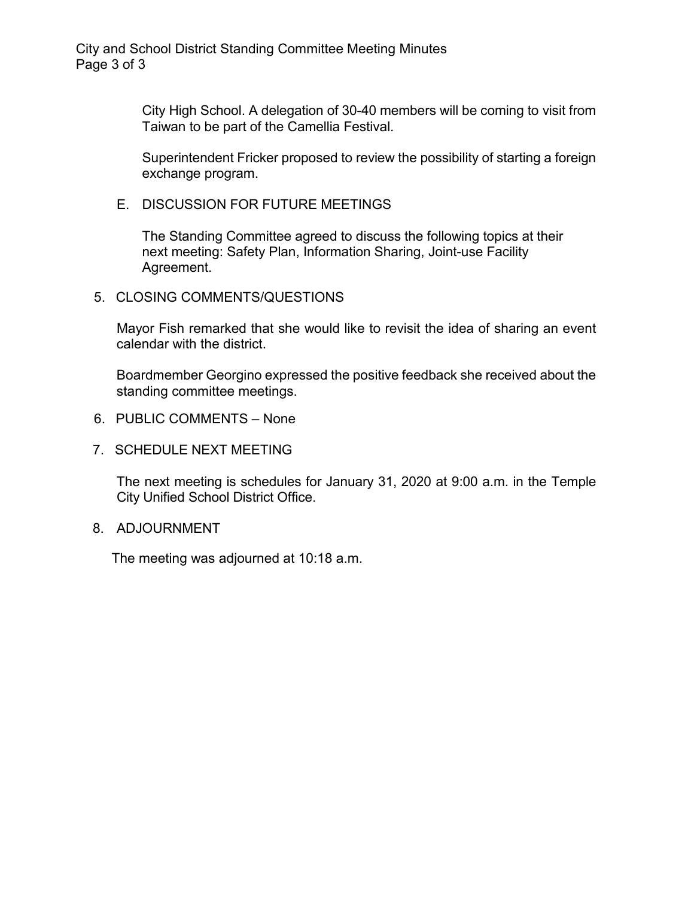City High School. A delegation of 30-40 members will be coming to visit from Taiwan to be part of the Camellia Festival.

Superintendent Fricker proposed to review the possibility of starting a foreign exchange program.

E. DISCUSSION FOR FUTURE MEETINGS

The Standing Committee agreed to discuss the following topics at their next meeting: Safety Plan, Information Sharing, Joint-use Facility Agreement.

5. CLOSING COMMENTS/QUESTIONS

Mayor Fish remarked that she would like to revisit the idea of sharing an event calendar with the district.

Boardmember Georgino expressed the positive feedback she received about the standing committee meetings.

6. PUBLIC COMMENTS – None

7. SCHEDULE NEXT MEETING

The next meeting is schedules for January 31, 2020 at 9:00 a.m. in the Temple City Unified School District Office.

8. ADJOURNMENT

The meeting was adjourned at 10:18 a.m.